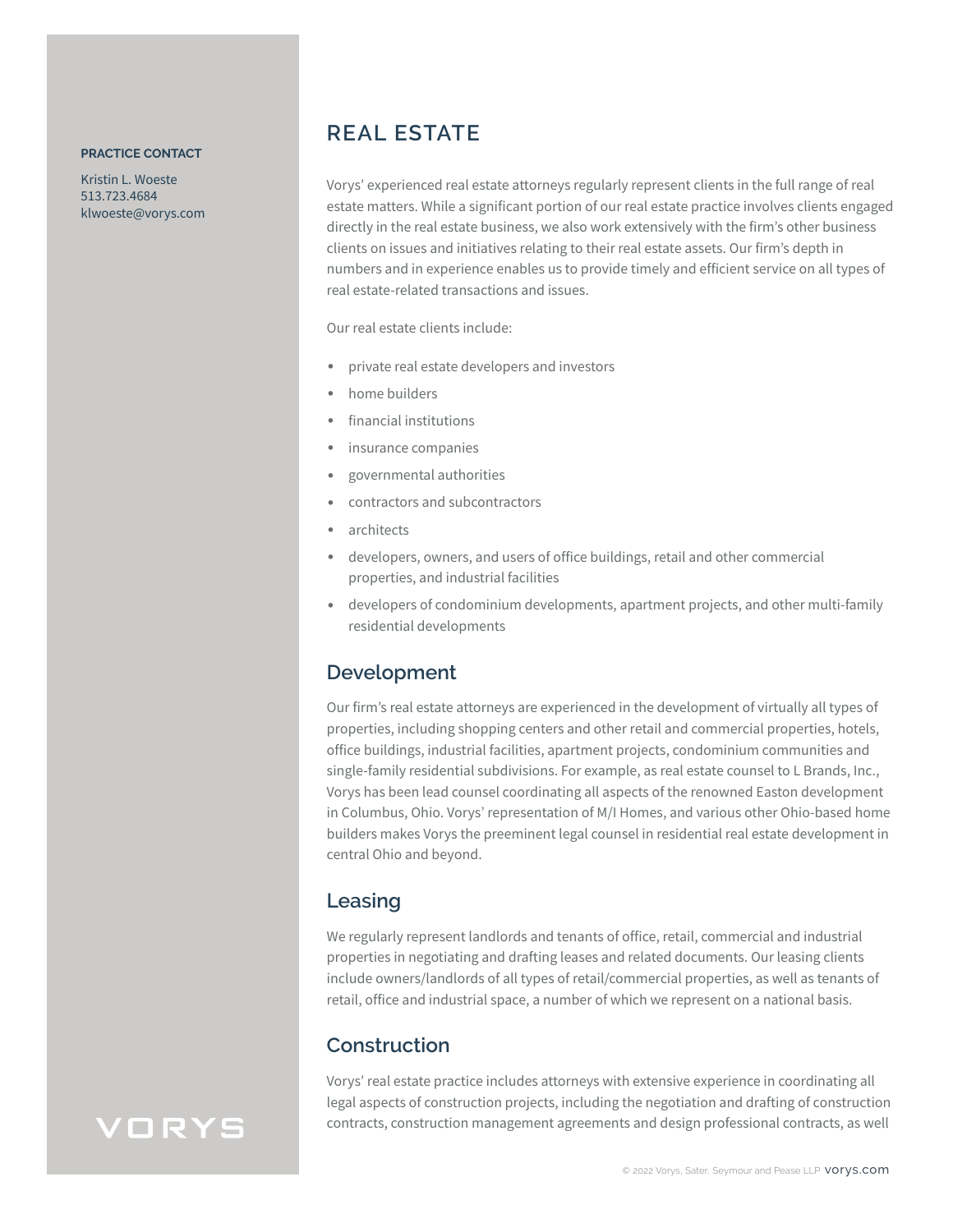**PRACTICE CONTACT**

Kristin L. Woeste
513.723.4684
klwoeste@vorys.com

# REAL ESTATE

Vorys' experienced real estate attorneys regularly represent clients in the full range of real estate matters. While a significant portion of our real estate practice involves clients engaged directly in the real estate business, we also work extensively with the firm's other business clients on issues and initiatives relating to their real estate assets. Our firm's depth in numbers and in experience enables us to provide timely and efficient service on all types of real estate-related transactions and issues.

Our real estate clients include:

- private real estate developers and investors
- home builders
- financial institutions
- insurance companies
- governmental authorities
- contractors and subcontractors
- architects
- developers, owners, and users of office buildings, retail and other commercial properties, and industrial facilities
- developers of condominium developments, apartment projects, and other multi-family residential developments

## Development

Our firm's real estate attorneys are experienced in the development of virtually all types of properties, including shopping centers and other retail and commercial properties, hotels, office buildings, industrial facilities, apartment projects, condominium communities and single-family residential subdivisions. For example, as real estate counsel to L Brands, Inc., Vorys has been lead counsel coordinating all aspects of the renowned Easton development in Columbus, Ohio. Vorys' representation of M/I Homes, and various other Ohio-based home builders makes Vorys the preeminent legal counsel in residential real estate development in central Ohio and beyond.

## Leasing

We regularly represent landlords and tenants of office, retail, commercial and industrial properties in negotiating and drafting leases and related documents. Our leasing clients include owners/landlords of all types of retail/commercial properties, as well as tenants of retail, office and industrial space, a number of which we represent on a national basis.

## Construction

Vorys' real estate practice includes attorneys with extensive experience in coordinating all legal aspects of construction projects, including the negotiation and drafting of construction contracts, construction management agreements and design professional contracts, as well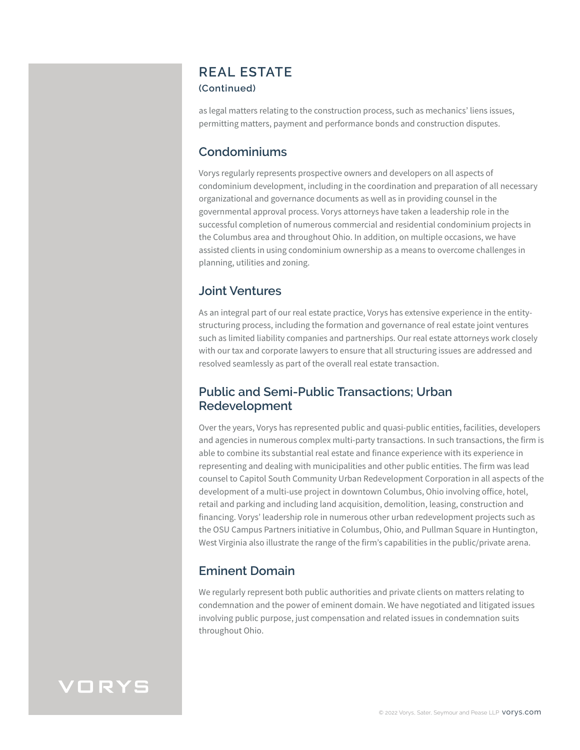# REAL ESTATE

**(Continued)**

as legal matters relating to the construction process, such as mechanics' liens issues, permitting matters, payment and performance bonds and construction disputes.

## Condominiums

Vorys regularly represents prospective owners and developers on all aspects of condominium development, including in the coordination and preparation of all necessary organizational and governance documents as well as in providing counsel in the governmental approval process. Vorys attorneys have taken a leadership role in the successful completion of numerous commercial and residential condominium projects in the Columbus area and throughout Ohio. In addition, on multiple occasions, we have assisted clients in using condominium ownership as a means to overcome challenges in planning, utilities and zoning.

## Joint Ventures

As an integral part of our real estate practice, Vorys has extensive experience in the entity-structuring process, including the formation and governance of real estate joint ventures such as limited liability companies and partnerships. Our real estate attorneys work closely with our tax and corporate lawyers to ensure that all structuring issues are addressed and resolved seamlessly as part of the overall real estate transaction.

## Public and Semi-Public Transactions; Urban Redevelopment

Over the years, Vorys has represented public and quasi-public entities, facilities, developers and agencies in numerous complex multi-party transactions. In such transactions, the firm is able to combine its substantial real estate and finance experience with its experience in representing and dealing with municipalities and other public entities. The firm was lead counsel to Capitol South Community Urban Redevelopment Corporation in all aspects of the development of a multi-use project in downtown Columbus, Ohio involving office, hotel, retail and parking and including land acquisition, demolition, leasing, construction and financing. Vorys' leadership role in numerous other urban redevelopment projects such as the OSU Campus Partners initiative in Columbus, Ohio, and Pullman Square in Huntington, West Virginia also illustrate the range of the firm's capabilities in the public/private arena.

## Eminent Domain

We regularly represent both public authorities and private clients on matters relating to condemnation and the power of eminent domain. We have negotiated and litigated issues involving public purpose, just compensation and related issues in condemnation suits throughout Ohio.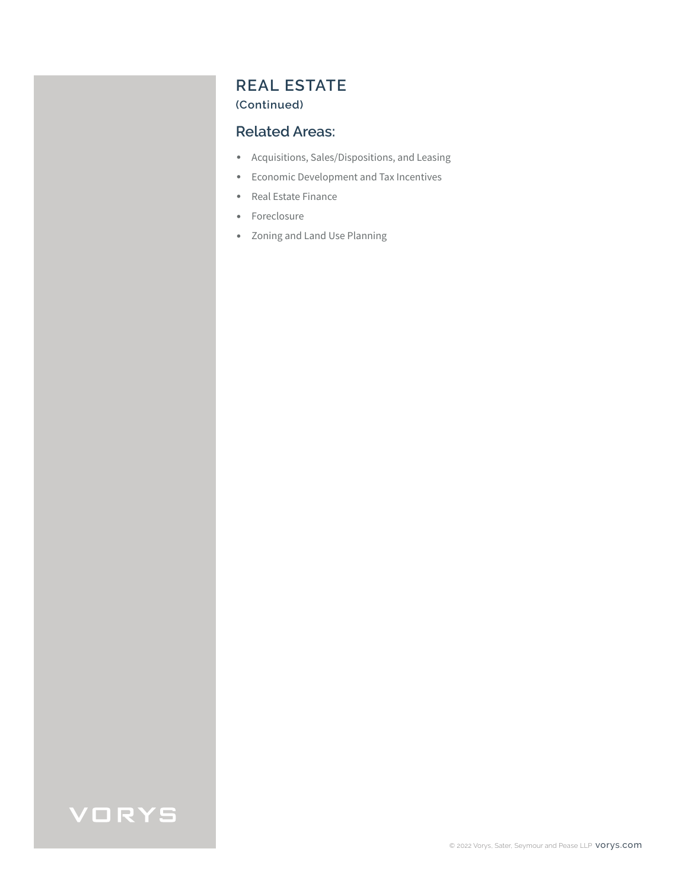# REAL ESTATE
**(Continued)**

## Related Areas:

- Acquisitions, Sales/Dispositions, and Leasing
- Economic Development and Tax Incentives
- Real Estate Finance
- Foreclosure
- Zoning and Land Use Planning